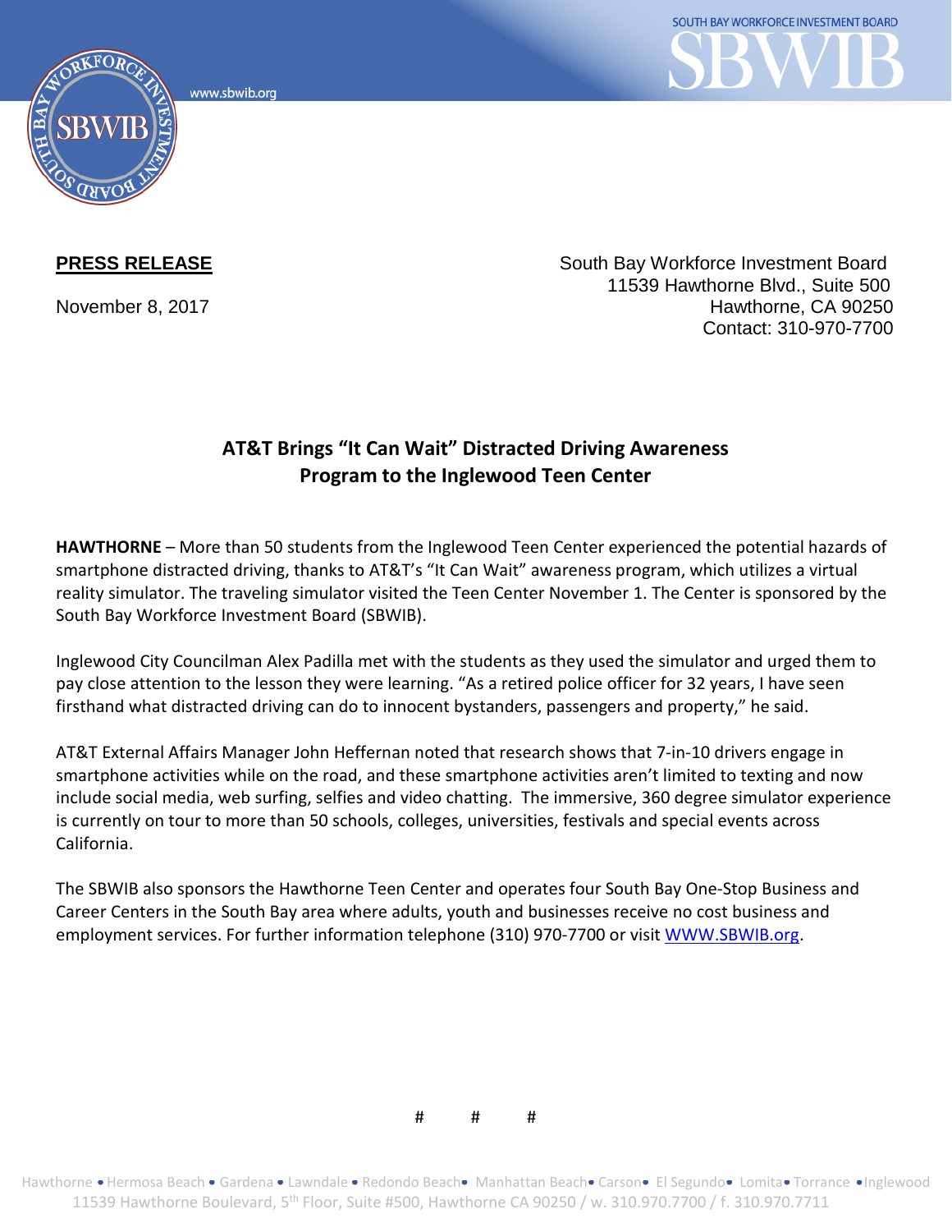**PRESS RELEASE**

November 8, 2017

South Bay Workforce Investment Board
11539 Hawthorne Blvd., Suite 500
Hawthorne, CA 90250
Contact: 310-970-7700

## AT&T Brings "It Can Wait" Distracted Driving Awareness Program to the Inglewood Teen Center

**HAWTHORNE** – More than 50 students from the Inglewood Teen Center experienced the potential hazards of smartphone distracted driving, thanks to AT&T's "It Can Wait" awareness program, which utilizes a virtual reality simulator. The traveling simulator visited the Teen Center November 1. The Center is sponsored by the South Bay Workforce Investment Board (SBWIB).

Inglewood City Councilman Alex Padilla met with the students as they used the simulator and urged them to pay close attention to the lesson they were learning. "As a retired police officer for 32 years, I have seen firsthand what distracted driving can do to innocent bystanders, passengers and property," he said.

AT&T External Affairs Manager John Heffernan noted that research shows that 7-in-10 drivers engage in smartphone activities while on the road, and these smartphone activities aren't limited to texting and now include social media, web surfing, selfies and video chatting. The immersive, 360 degree simulator experience is currently on tour to more than 50 schools, colleges, universities, festivals and special events across California.

The SBWIB also sponsors the Hawthorne Teen Center and operates four South Bay One-Stop Business and Career Centers in the South Bay area where adults, youth and businesses receive no cost business and employment services. For further information telephone (310) 970-7700 or visit WWW.SBWIB.org.

# # #

Hawthorne • Hermosa Beach • Gardena • Lawndale • Redondo Beach • Manhattan Beach • Carson • El Segundo • Lomita • Torrance • Inglewood
11539 Hawthorne Boulevard, 5th Floor, Suite #500, Hawthorne CA 90250 / w. 310.970.7700 / f. 310.970.7711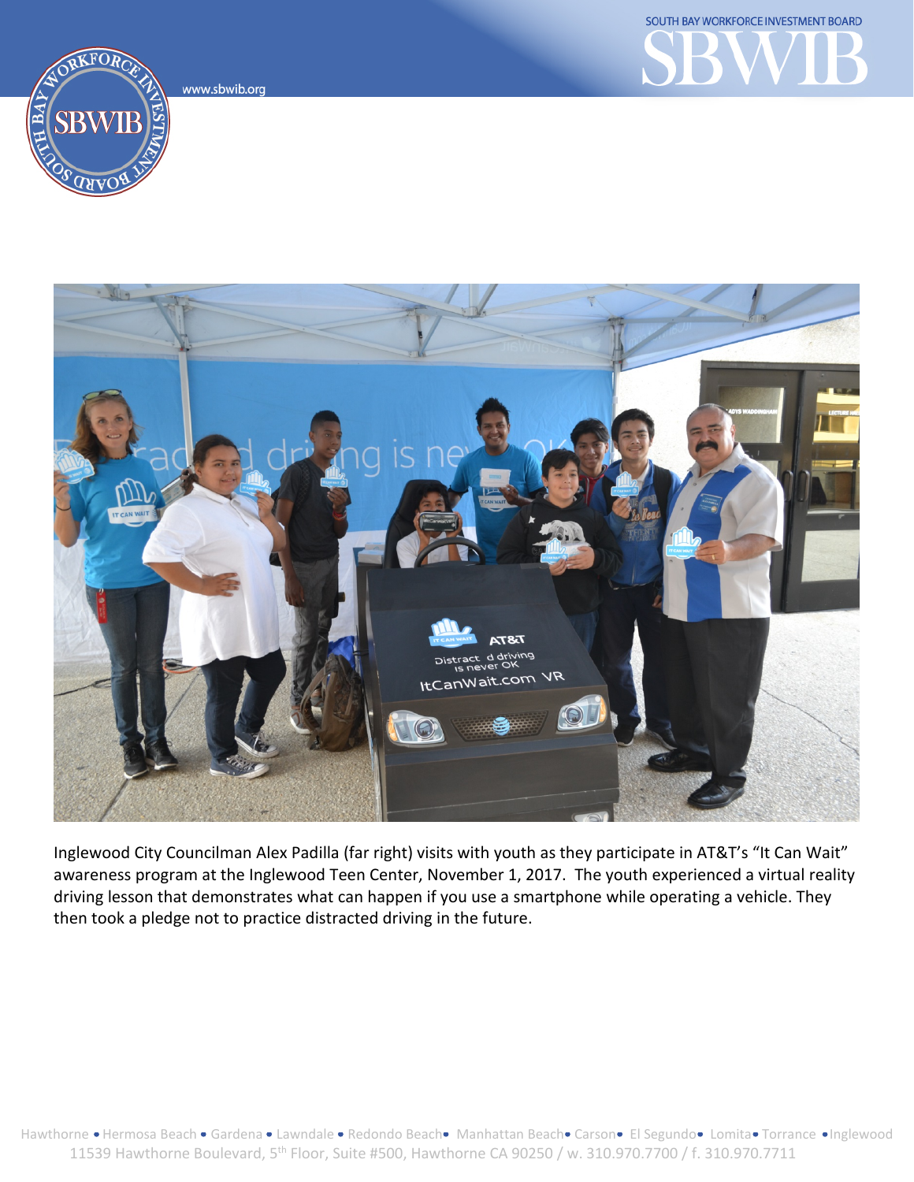Inglewood City Councilman Alex Padilla (far right) visits with youth as they participate in AT&T's "It Can Wait" awareness program at the Inglewood Teen Center, November 1, 2017. The youth experienced a virtual reality driving lesson that demonstrates what can happen if you use a smartphone while operating a vehicle. They then took a pledge not to practice distracted driving in the future.